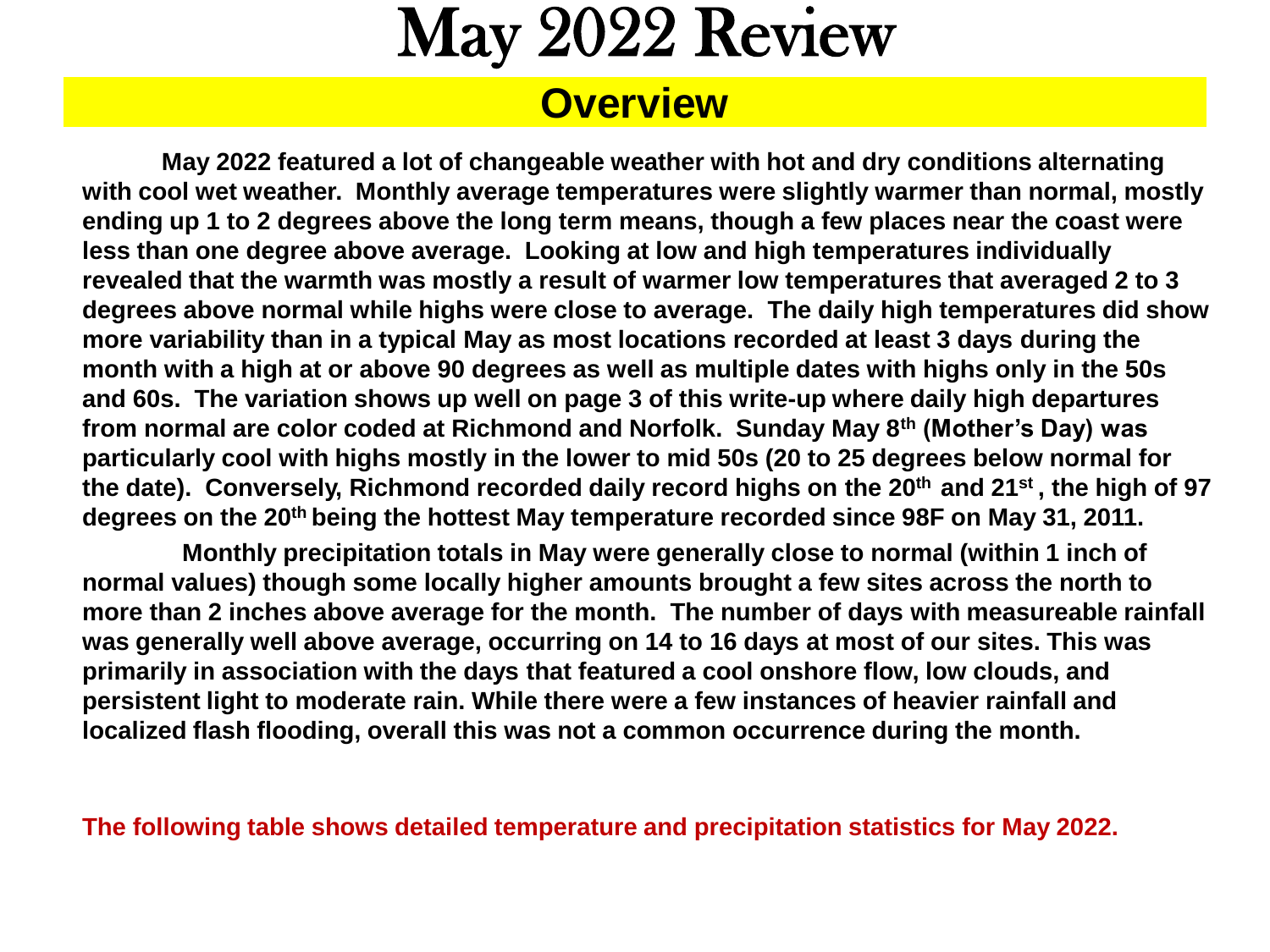# May 2022 Review

## Overview

**May 2022 featured a lot of changeable weather with hot and dry conditions alternating with cool wet weather. Monthly average temperatures were slightly warmer than normal, mostly ending up 1 to 2 degrees above the long term means, though a few places near the coast were less than one degree above average. Looking at low and high temperatures individually revealed that the warmth was mostly a result of warmer low temperatures that averaged 2 to 3 degrees above normal while highs were close to average. The daily high temperatures did show more variability than in a typical May as most locations recorded at least 3 days during the month with a high at or above 90 degrees as well as multiple dates with highs only in the 50s and 60s. The variation shows up well on page 3 of this write-up where daily high departures from normal are color coded at Richmond and Norfolk. Sunday May 8th (Mother's Day) was particularly cool with highs mostly in the lower to mid 50s (20 to 25 degrees below normal for the date). Conversely, Richmond recorded daily record highs on the 20th and 21st, the high of 97 degrees on the 20th being the hottest May temperature recorded since 98F on May 31, 2011.**

**Monthly precipitation totals in May were generally close to normal (within 1 inch of normal values) though some locally higher amounts brought a few sites across the north to more than 2 inches above average for the month. The number of days with measureable rainfall was generally well above average, occurring on 14 to 16 days at most of our sites. This was primarily in association with the days that featured a cool onshore flow, low clouds, and persistent light to moderate rain. While there were a few instances of heavier rainfall and localized flash flooding, overall this was not a common occurrence during the month.**

**The following table shows detailed temperature and precipitation statistics for May 2022.**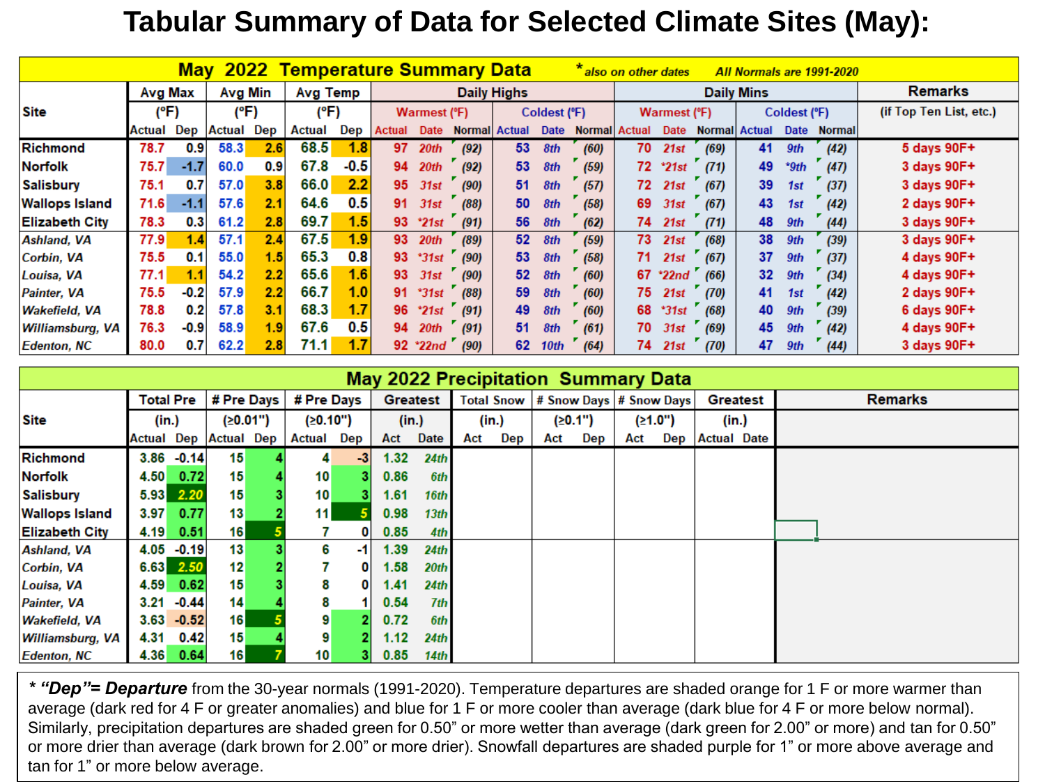# Tabular Summary of Data for Selected Climate Sites (May):

| May 2022 Temperature Summary Data | | | | | | | | | | | | | | | | | | | |
|---|---|---|---|---|---|---|---|---|---|---|---|---|---|---|---|---|---|---|---|
| *also on other dates; All Normals are 1991-2020 | | | | | | | | | | | | | | | | | | | |
| Site | Avg Max (°F) | | Avg Min (°F) | | Avg Temp (°F) | | Daily Highs | | | | | | Daily Mins | | | | | | Remarks (if Top Ten List, etc.) |
| | | | | | | | Warmest (°F) | | | Coldest (°F) | | | Warmest (°F) | | | Coldest (°F) | | | |
| | Actual | Dep | Actual | Dep | Actual | Dep | Actual | Date | Normal | Actual | Date | Normal | Actual | Date | Normal | Actual | Date | Normal | |
| Richmond | 78.7 | 0.9 | 58.3 | 2.6 | 68.5 | 1.8 | 97 | 20th | (92) | 53 | 8th | (60) | 70 | 21st | (69) | 41 | 9th | (42) | 5 days 90F+ |
| Norfolk | 75.7 | -1.7 | 60.0 | 0.9 | 67.8 | -0.5 | 94 | 20th | (92) | 53 | 8th | (59) | 72 | *21st | (71) | 49 | *9th | (47) | 3 days 90F+ |
| Salisbury | 75.1 | 0.7 | 57.0 | 3.8 | 66.0 | 2.2 | 95 | 31st | (90) | 51 | 8th | (57) | 72 | 21st | (67) | 39 | 1st | (37) | 3 days 90F+ |
| Wallops Island | 71.6 | -1.1 | 57.6 | 2.1 | 64.6 | 0.5 | 91 | 31st | (88) | 50 | 8th | (58) | 69 | 31st | (67) | 43 | 1st | (42) | 2 days 90F+ |
| Elizabeth City | 78.3 | 0.3 | 61.2 | 2.8 | 69.7 | 1.5 | 93 | *21st | (91) | 56 | 8th | (62) | 74 | 21st | (71) | 48 | 9th | (44) | 3 days 90F+ |
| *Ashland, VA* | 77.9 | 1.4 | 57.1 | 2.4 | 67.5 | 1.9 | 93 | 20th | (89) | 52 | 8th | (59) | 73 | 21st | (68) | 38 | 9th | (39) | 3 days 90F+ |
| *Corbin, VA* | 75.5 | 0.1 | 55.0 | 1.5 | 65.3 | 0.8 | 93 | *31st | (90) | 53 | 8th | (58) | 71 | 21st | (67) | 37 | 9th | (37) | 4 days 90F+ |
| *Louisa, VA* | 77.1 | 1.1 | 54.2 | 2.2 | 65.6 | 1.6 | 93 | 31st | (90) | 52 | 8th | (60) | 67 | *22nd | (66) | 32 | 9th | (34) | 4 days 90F+ |
| *Painter, VA* | 75.5 | -0.2 | 57.9 | 2.2 | 66.7 | 1.0 | 91 | *31st | (88) | 59 | 8th | (60) | 75 | 21st | (70) | 41 | 1st | (42) | 2 days 90F+ |
| *Wakefield, VA* | 78.8 | 0.2 | 57.8 | 3.1 | 68.3 | 1.7 | 96 | *21st | (91) | 49 | 8th | (60) | 68 | *31st | (68) | 40 | 9th | (39) | 6 days 90F+ |
| *Williamsburg, VA* | 76.3 | -0.9 | 58.9 | 1.9 | 67.6 | 0.5 | 94 | 20th | (91) | 51 | 8th | (61) | 70 | 31st | (69) | 45 | 9th | (42) | 4 days 90F+ |
| *Edenton, NC* | 80.0 | 0.7 | 62.2 | 2.8 | 71.1 | 1.7 | 92 | *22nd | (90) | 62 | 10th | (64) | 74 | 21st | (70) | 47 | 9th | (44) | 3 days 90F+ |

| May 2022 Precipitation Summary Data | | | | | | | | | | | | | | | | | |
|---|---|---|---|---|---|---|---|---|---|---|---|---|---|---|---|---|---|
| Site | Total Pre (in.) | | # Pre Days (≥0.01") | | # Pre Days (≥0.10") | | Greatest (in.) | | Total Snow (in.) | | # Snow Days (≥0.1") | | # Snow Days (≥1.0") | | Greatest (in.) | | Remarks |
| | Actual | Dep | Actual | Dep | Actual | Dep | Act | Date | Act | Dep | Act | Dep | Act | Dep | Actual | Date | |
| Richmond | 3.86 | -0.14 | 15 | 4 | 4 | -3 | 1.32 | 24th | | | | | | | | | |
| Norfolk | 4.50 | 0.72 | 15 | 4 | 10 | 3 | 0.86 | 6th | | | | | | | | | |
| Salisbury | 5.93 | 2.20 | 15 | 3 | 10 | 3 | 1.61 | 16th | | | | | | | | | |
| Wallops Island | 3.97 | 0.77 | 13 | 2 | 11 | 5 | 0.98 | 13th | | | | | | | | | |
| Elizabeth City | 4.19 | 0.51 | 16 | 5 | 7 | 0 | 0.85 | 4th | | | | | | | | | |
| *Ashland, VA* | 4.05 | -0.19 | 13 | 3 | 6 | -1 | 1.39 | 24th | | | | | | | | | |
| *Corbin, VA* | 6.63 | 2.50 | 12 | 2 | 7 | 0 | 1.58 | 20th | | | | | | | | | |
| *Louisa, VA* | 4.59 | 0.62 | 15 | 3 | 8 | 0 | 1.41 | 24th | | | | | | | | | |
| *Painter, VA* | 3.21 | -0.44 | 14 | 4 | 8 | 1 | 0.54 | 7th | | | | | | | | | |
| *Wakefield, VA* | 3.63 | -0.52 | 16 | 5 | 9 | 2 | 0.72 | 6th | | | | | | | | | |
| *Williamsburg, VA* | 4.31 | 0.42 | 15 | 4 | 9 | 2 | 1.12 | 24th | | | | | | | | | |
| *Edenton, NC* | 4.36 | 0.64 | 16 | 7 | 10 | 3 | 0.85 | 14th | | | | | | | | | |

***"Dep"= Departure*** from the 30-year normals (1991-2020). Temperature departures are shaded orange for 1 F or more warmer than average (dark red for 4 F or greater anomalies) and blue for 1 F or more cooler than average (dark blue for 4 F or more below normal). Similarly, precipitation departures are shaded green for 0.50" or more wetter than average (dark green for 2.00" or more) and tan for 0.50" or more drier than average (dark brown for 2.00" or more drier). Snowfall departures are shaded purple for 1" or more above average and tan for 1" or more below average.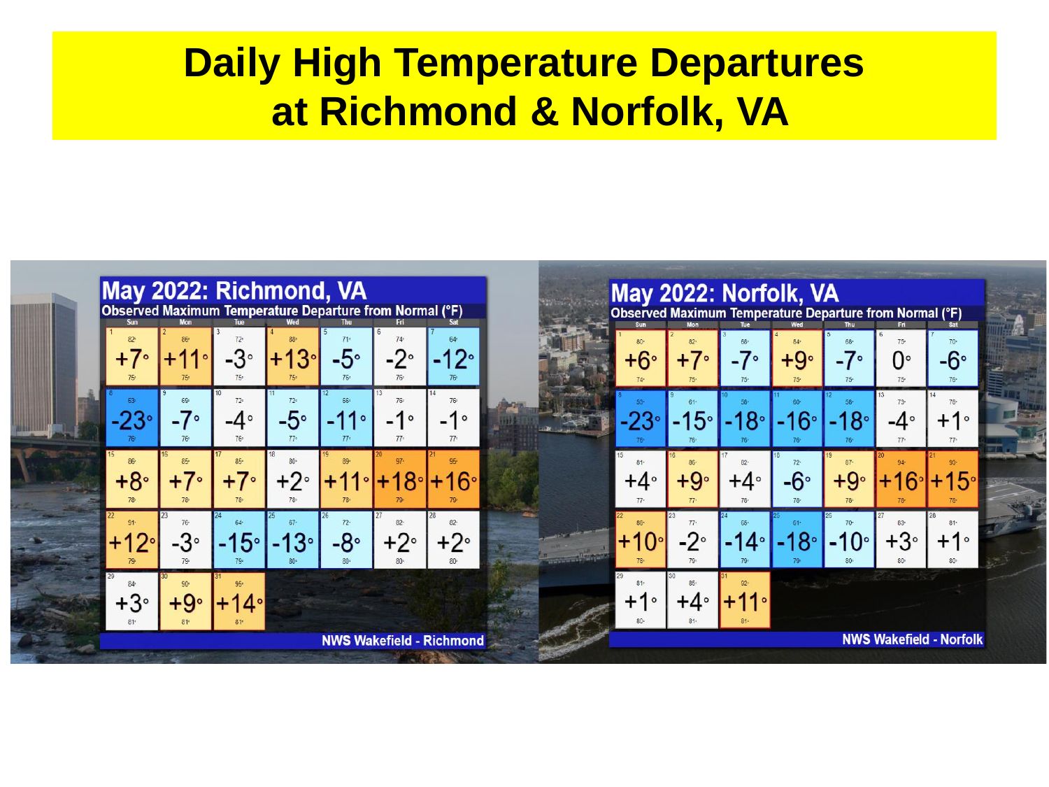# Daily High Temperature Departures at Richmond & Norfolk, VA

## May 2022: Richmond, VA

Observed Maximum Temperature Departure from Normal (°F)

| Sun | Mon | Tue | Wed | Thu | Fri | Sat |
|---|---|---|---|---|---|---|
| 1: 82° / +7° / 75° | 2: 86° / +11° / 75° | 3: 72° / -3° / 75° | 4: 88° / +13° / 75° | 5: 71° / -5° / 76° | 6: 74° / -2° / 76° | 7: 64° / -12° / 76° |
| 8: 53° / -23° / 76° | 9: 69° / -7° / 76° | 10: 72° / -4° / 76° | 11: 72° / -5° / 77° | 12: 66° / -11° / 77° | 13: 76° / -1° / 77° | 14: 76° / -1° / 77° |
| 15: 86° / +8° / 78° | 16: 85° / +7° / 78° | 17: 85° / +7° / 78° | 18: 80° / +2° / 78° | 19: 89° / +11° / 78° | 20: 97° / +18° / 79° | 21: 95° / +16° / 79° |
| 22: 91° / +12° / 79° | 23: 76° / -3° / 79° | 24: 64° / -15° / 79° | 25: 67° / -13° / 80° | 26: 72° / -8° / 80° | 27: 82° / +2° / 80° | 28: 82° / +2° / 80° |
| 29: 84° / +3° / 81° | 30: 90° / +9° / 81° | 31: 95° / +14° / 81° | | | | |

NWS Wakefield - Richmond

## May 2022: Norfolk, VA

Observed Maximum Temperature Departure from Normal (°F)

| Sun | Mon | Tue | Wed | Thu | Fri | Sat |
|---|---|---|---|---|---|---|
| 1: 80° / +6° / 74° | 2: 82° / +7° / 75° | 3: 68° / -7° / 75° | 4: 84° / +9° / 75° | 5: 68° / -7° / 75° | 6: 75° / 0° / 75° | 7: 70° / -6° / 76° |
| 8: 53° / -23° / 76° | 9: 61° / -15° / 76° | 10: 58° / -18° / 76° | 11: 60° / -16° / 76° | 12: 58° / -18° / 76° | 13: 73° / -4° / 77° | 14: 78° / +1° / 77° |
| 15: 81° / +4° / 77° | 16: 86° / +9° / 77° | 17: 82° / +4° / 78° | 18: 72° / -6° / 78° | 19: 87° / +9° / 78° | 20: 94° / +16° / 78° | 21: 93° / +15° / 78° |
| 22: 89° / +10° / 79° | 23: 77° / -2° / 79° | 24: 65° / -14° / 79° | 25: 61° / -18° / 79° | 26: 70° / -10° / 80° | 27: 83° / +3° / 80° | 28: 81° / +1° / 80° |
| 29: 81° / +1° / 80° | 30: 85° / +4° / 81° | 31: 92° / +11° / 81° | | | | |

NWS Wakefield - Norfolk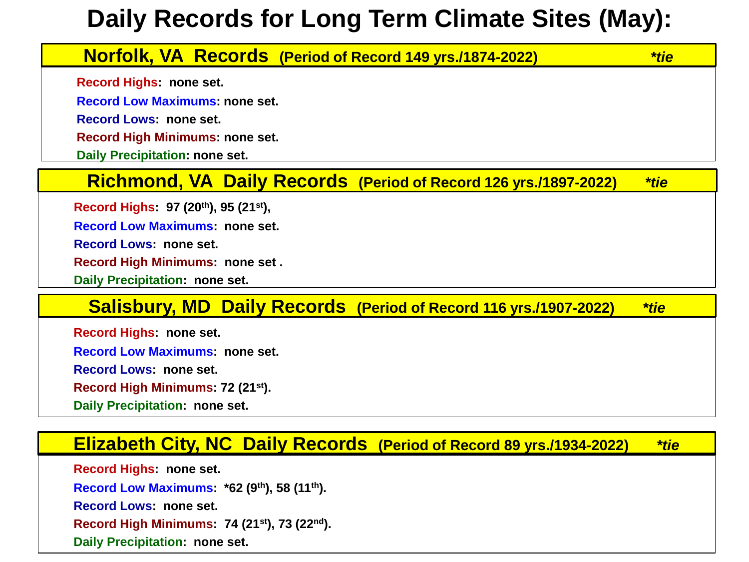# Daily Records for Long Term Climate Sites (May):

## Norfolk, VA Records (Period of Record 149 yrs./1874-2022) *\*tie*

**Record Highs: none set.**

**Record Low Maximums: none set.**

**Record Lows: none set.**

**Record High Minimums: none set.**

**Daily Precipitation: none set.**

## Richmond, VA Daily Records (Period of Record 126 yrs./1897-2022) *\*tie*

**Record Highs: 97 (20th), 95 (21st),**

**Record Low Maximums: none set.**

**Record Lows: none set.**

**Record High Minimums: none set .**

**Daily Precipitation: none set.**

## Salisbury, MD Daily Records (Period of Record 116 yrs./1907-2022) *\*tie*

**Record Highs: none set.**

**Record Low Maximums: none set.**

**Record Lows: none set.**

**Record High Minimums: 72 (21st).**

**Daily Precipitation: none set.**

## Elizabeth City, NC Daily Records (Period of Record 89 yrs./1934-2022) *\*tie*

**Record Highs: none set.**

**Record Low Maximums: \*62 (9th), 58 (11th).**

**Record Lows: none set.**

**Record High Minimums: 74 (21st), 73 (22nd).**

**Daily Precipitation: none set.**